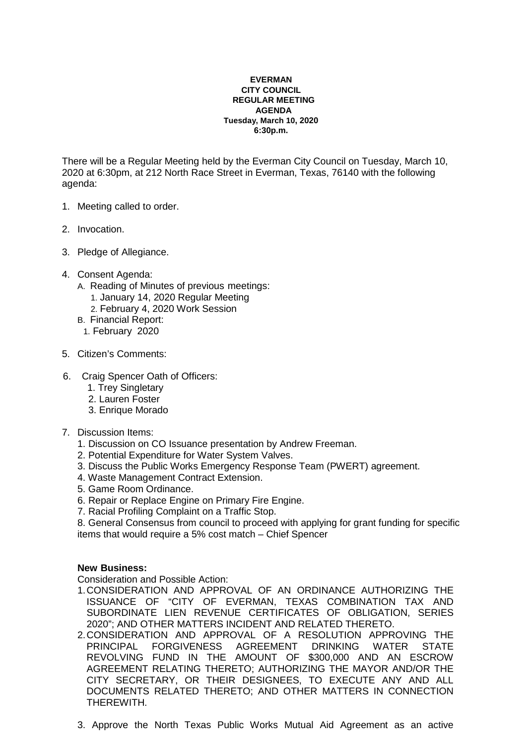**EVERMAN**
**CITY COUNCIL**
**REGULAR MEETING**
**AGENDA**
**Tuesday, March 10, 2020**
**6:30p.m.**

There will be a Regular Meeting held by the Everman City Council on Tuesday, March 10, 2020 at 6:30pm, at 212 North Race Street in Everman, Texas, 76140 with the following agenda:

1. Meeting called to order.

2. Invocation.

3. Pledge of Allegiance.

4. Consent Agenda:
   A. Reading of Minutes of previous meetings:
      1. January 14, 2020 Regular Meeting
      2. February 4, 2020 Work Session
   B. Financial Report:
      1. February 2020

5. Citizen's Comments:

6. Craig Spencer Oath of Officers:
   1. Trey Singletary
   2. Lauren Foster
   3. Enrique Morado

7. Discussion Items:
   1. Discussion on CO Issuance presentation by Andrew Freeman.
   2. Potential Expenditure for Water System Valves.
   3. Discuss the Public Works Emergency Response Team (PWERT) agreement.
   4. Waste Management Contract Extension.
   5. Game Room Ordinance.
   6. Repair or Replace Engine on Primary Fire Engine.
   7. Racial Profiling Complaint on a Traffic Stop.
   8. General Consensus from council to proceed with applying for grant funding for specific items that would require a 5% cost match – Chief Spencer

**New Business:**

Consideration and Possible Action:

1. CONSIDERATION AND APPROVAL OF AN ORDINANCE AUTHORIZING THE ISSUANCE OF "CITY OF EVERMAN, TEXAS COMBINATION TAX AND SUBORDINATE LIEN REVENUE CERTIFICATES OF OBLIGATION, SERIES 2020"; AND OTHER MATTERS INCIDENT AND RELATED THERETO.
2. CONSIDERATION AND APPROVAL OF A RESOLUTION APPROVING THE PRINCIPAL FORGIVENESS AGREEMENT DRINKING WATER STATE REVOLVING FUND IN THE AMOUNT OF \$300,000 AND AN ESCROW AGREEMENT RELATING THERETO; AUTHORIZING THE MAYOR AND/OR THE CITY SECRETARY, OR THEIR DESIGNEES, TO EXECUTE ANY AND ALL DOCUMENTS RELATED THERETO; AND OTHER MATTERS IN CONNECTION THEREWITH.
3. Approve the North Texas Public Works Mutual Aid Agreement as an active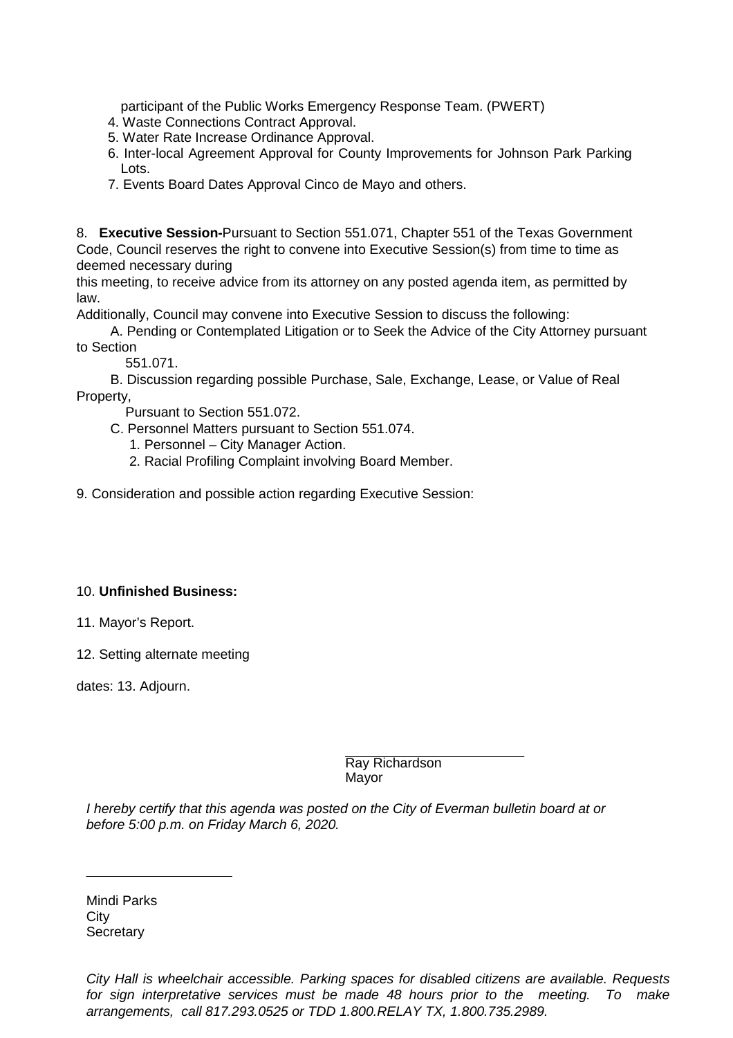participant of the Public Works Emergency Response Team. (PWERT)

4. Waste Connections Contract Approval.
5. Water Rate Increase Ordinance Approval.
6. Inter-local Agreement Approval for County Improvements for Johnson Park Parking Lots.
7. Events Board Dates Approval Cinco de Mayo and others.

8. **Executive Session-**Pursuant to Section 551.071, Chapter 551 of the Texas Government Code, Council reserves the right to convene into Executive Session(s) from time to time as deemed necessary during this meeting, to receive advice from its attorney on any posted agenda item, as permitted by law.

Additionally, Council may convene into Executive Session to discuss the following:

A. Pending or Contemplated Litigation or to Seek the Advice of the City Attorney pursuant to Section 551.071.

B. Discussion regarding possible Purchase, Sale, Exchange, Lease, or Value of Real Property, Pursuant to Section 551.072.

C. Personnel Matters pursuant to Section 551.074.

1. Personnel – City Manager Action.
2. Racial Profiling Complaint involving Board Member.

9. Consideration and possible action regarding Executive Session:

10. **Unfinished Business:**

11. Mayor's Report.

12. Setting alternate meeting dates:

13. Adjourn.

Ray Richardson
Mayor

*I hereby certify that this agenda was posted on the City of Everman bulletin board at or before 5:00 p.m. on Friday March 6, 2020.*

Mindi Parks
City Secretary

*City Hall is wheelchair accessible. Parking spaces for disabled citizens are available. Requests for sign interpretative services must be made 48 hours prior to the meeting. To make arrangements, call 817.293.0525 or TDD 1.800.RELAY TX, 1.800.735.2989.*